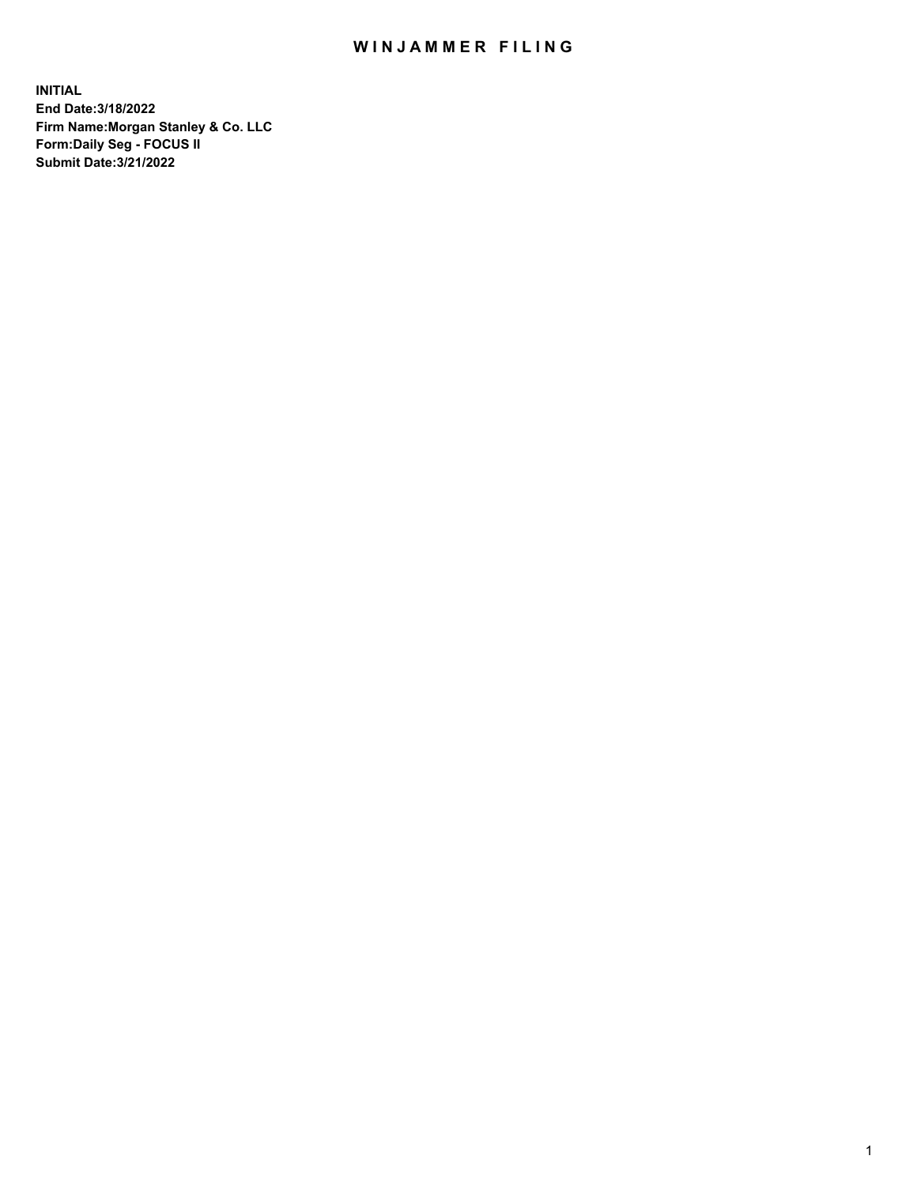# WINJAMMER FILING

**INITIAL**
**End Date:3/18/2022**
**Firm Name:Morgan Stanley & Co. LLC**
**Form:Daily Seg - FOCUS II**
**Submit Date:3/21/2022**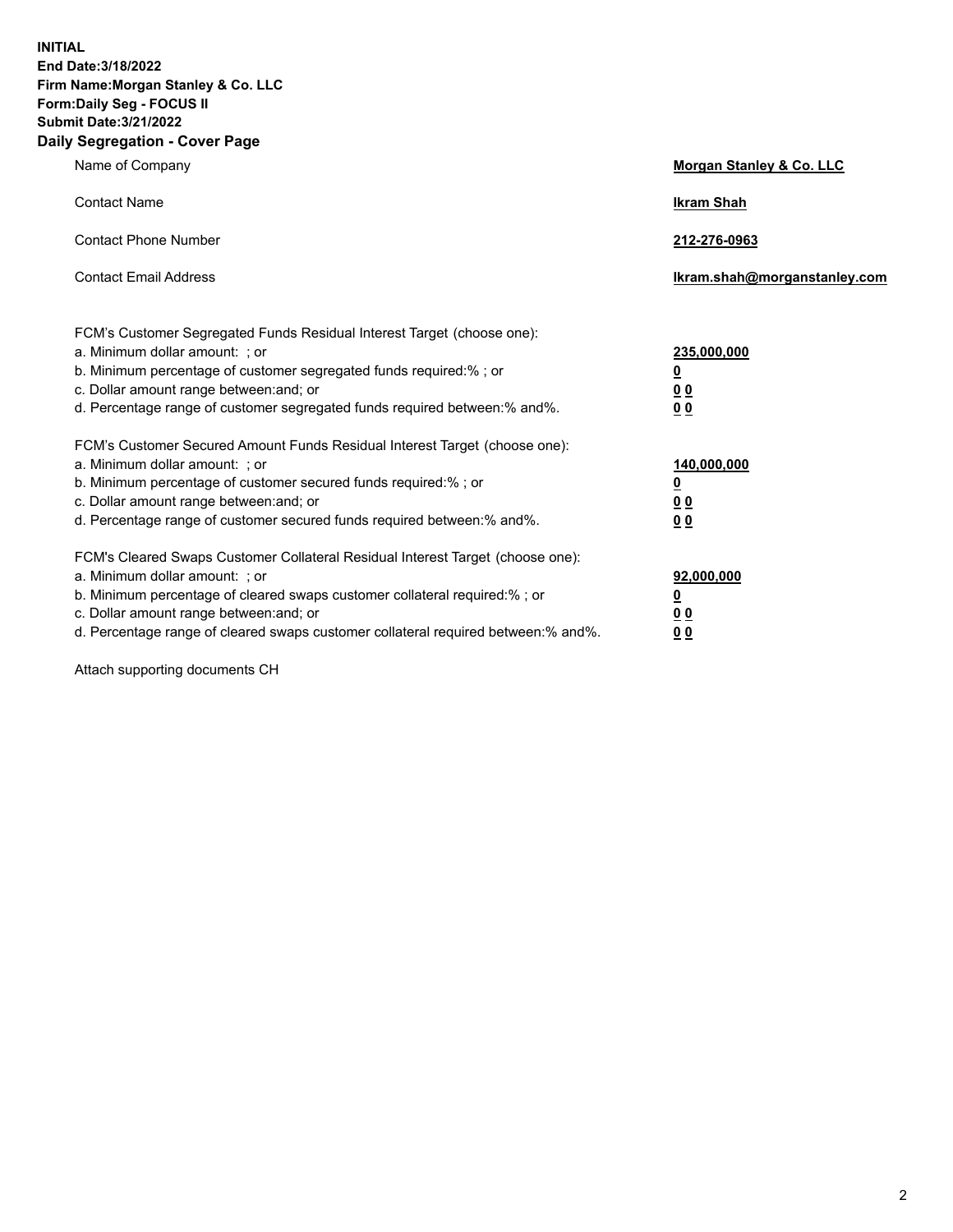**INITIAL**
**End Date:3/18/2022**
**Firm Name:Morgan Stanley & Co. LLC**
**Form:Daily Seg - FOCUS II**
**Submit Date:3/21/2022**
**Daily Segregation - Cover Page**

| | |
|---|---|
| Name of Company | **Morgan Stanley & Co. LLC** |
| Contact Name | **Ikram Shah** |
| Contact Phone Number | **212-276-0963** |
| Contact Email Address | **Ikram.shah@morganstanley.com** |

| | |
|---|---|
| FCM's Customer Segregated Funds Residual Interest Target (choose one): | |
| a. Minimum dollar amount: ; or | **235,000,000** |
| b. Minimum percentage of customer segregated funds required:% ; or | **0** |
| c. Dollar amount range between:and; or | **0 0** |
| d. Percentage range of customer segregated funds required between:% and%. | **0 0** |
| FCM's Customer Secured Amount Funds Residual Interest Target (choose one): | |
| a. Minimum dollar amount: ; or | **140,000,000** |
| b. Minimum percentage of customer secured funds required:% ; or | **0** |
| c. Dollar amount range between:and; or | **0 0** |
| d. Percentage range of customer secured funds required between:% and%. | **0 0** |
| FCM's Cleared Swaps Customer Collateral Residual Interest Target (choose one): | |
| a. Minimum dollar amount: ; or | **92,000,000** |
| b. Minimum percentage of cleared swaps customer collateral required:% ; or | **0** |
| c. Dollar amount range between:and; or | **0 0** |
| d. Percentage range of cleared swaps customer collateral required between:% and%. | **0 0** |

Attach supporting documents CH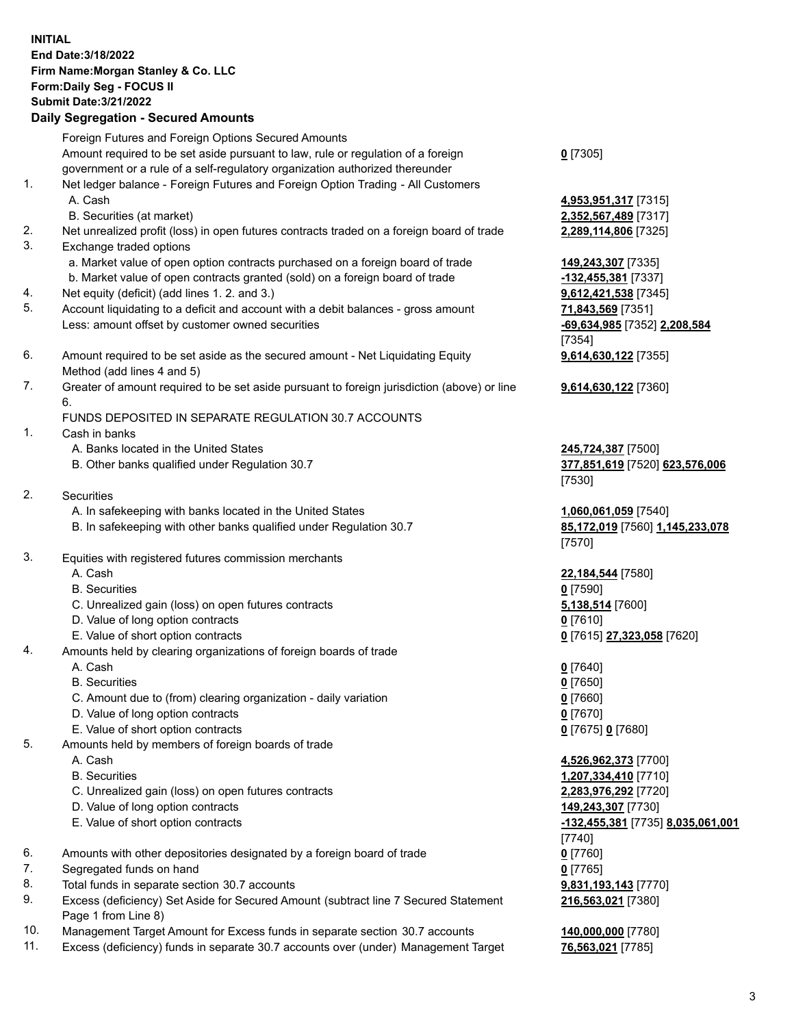**INITIAL**
**End Date:3/18/2022**
**Firm Name:Morgan Stanley & Co. LLC**
**Form:Daily Seg - FOCUS II**
**Submit Date:3/21/2022**

### Daily Segregation - Secured Amounts

| | | |
|---|---|---|
| | Foreign Futures and Foreign Options Secured Amounts | |
| | Amount required to be set aside pursuant to law, rule or regulation of a foreign government or a rule of a self-regulatory organization authorized thereunder | **0** [7305] |
| 1. | Net ledger balance - Foreign Futures and Foreign Option Trading - All Customers | |
| | A. Cash | **4,953,951,317** [7315] |
| | B. Securities (at market) | **2,352,567,489** [7317] |
| 2. | Net unrealized profit (loss) in open futures contracts traded on a foreign board of trade | **2,289,114,806** [7325] |
| 3. | Exchange traded options | |
| | a. Market value of open option contracts purchased on a foreign board of trade | **149,243,307** [7335] |
| | b. Market value of open contracts granted (sold) on a foreign board of trade | **-132,455,381** [7337] |
| 4. | Net equity (deficit) (add lines 1. 2. and 3.) | **9,612,421,538** [7345] |
| 5. | Account liquidating to a deficit and account with a debit balances - gross amount | **71,843,569** [7351] |
| | Less: amount offset by customer owned securities | **-69,634,985** [7352] **2,208,584** [7354] |
| 6. | Amount required to be set aside as the secured amount - Net Liquidating Equity Method (add lines 4 and 5) | **9,614,630,122** [7355] |
| 7. | Greater of amount required to be set aside pursuant to foreign jurisdiction (above) or line 6. | **9,614,630,122** [7360] |
| | FUNDS DEPOSITED IN SEPARATE REGULATION 30.7 ACCOUNTS | |
| 1. | Cash in banks | |
| | A. Banks located in the United States | **245,724,387** [7500] |
| | B. Other banks qualified under Regulation 30.7 | **377,851,619** [7520] **623,576,006** [7530] |
| 2. | Securities | |
| | A. In safekeeping with banks located in the United States | **1,060,061,059** [7540] |
| | B. In safekeeping with other banks qualified under Regulation 30.7 | **85,172,019** [7560] **1,145,233,078** [7570] |
| 3. | Equities with registered futures commission merchants | |
| | A. Cash | **22,184,544** [7580] |
| | B. Securities | **0** [7590] |
| | C. Unrealized gain (loss) on open futures contracts | **5,138,514** [7600] |
| | D. Value of long option contracts | **0** [7610] |
| | E. Value of short option contracts | **0** [7615] **27,323,058** [7620] |
| 4. | Amounts held by clearing organizations of foreign boards of trade | |
| | A. Cash | **0** [7640] |
| | B. Securities | **0** [7650] |
| | C. Amount due to (from) clearing organization - daily variation | **0** [7660] |
| | D. Value of long option contracts | **0** [7670] |
| | E. Value of short option contracts | **0** [7675] **0** [7680] |
| 5. | Amounts held by members of foreign boards of trade | |
| | A. Cash | **4,526,962,373** [7700] |
| | B. Securities | **1,207,334,410** [7710] |
| | C. Unrealized gain (loss) on open futures contracts | **2,283,976,292** [7720] |
| | D. Value of long option contracts | **149,243,307** [7730] |
| | E. Value of short option contracts | **-132,455,381** [7735] **8,035,061,001** [7740] |
| 6. | Amounts with other depositories designated by a foreign board of trade | **0** [7760] |
| 7. | Segregated funds on hand | **0** [7765] |
| 8. | Total funds in separate section 30.7 accounts | **9,831,193,143** [7770] |
| 9. | Excess (deficiency) Set Aside for Secured Amount (subtract line 7 Secured Statement Page 1 from Line 8) | **216,563,021** [7380] |
| 10. | Management Target Amount for Excess funds in separate section 30.7 accounts | **140,000,000** [7780] |
| 11. | Excess (deficiency) funds in separate 30.7 accounts over (under) Management Target | **76,563,021** [7785] |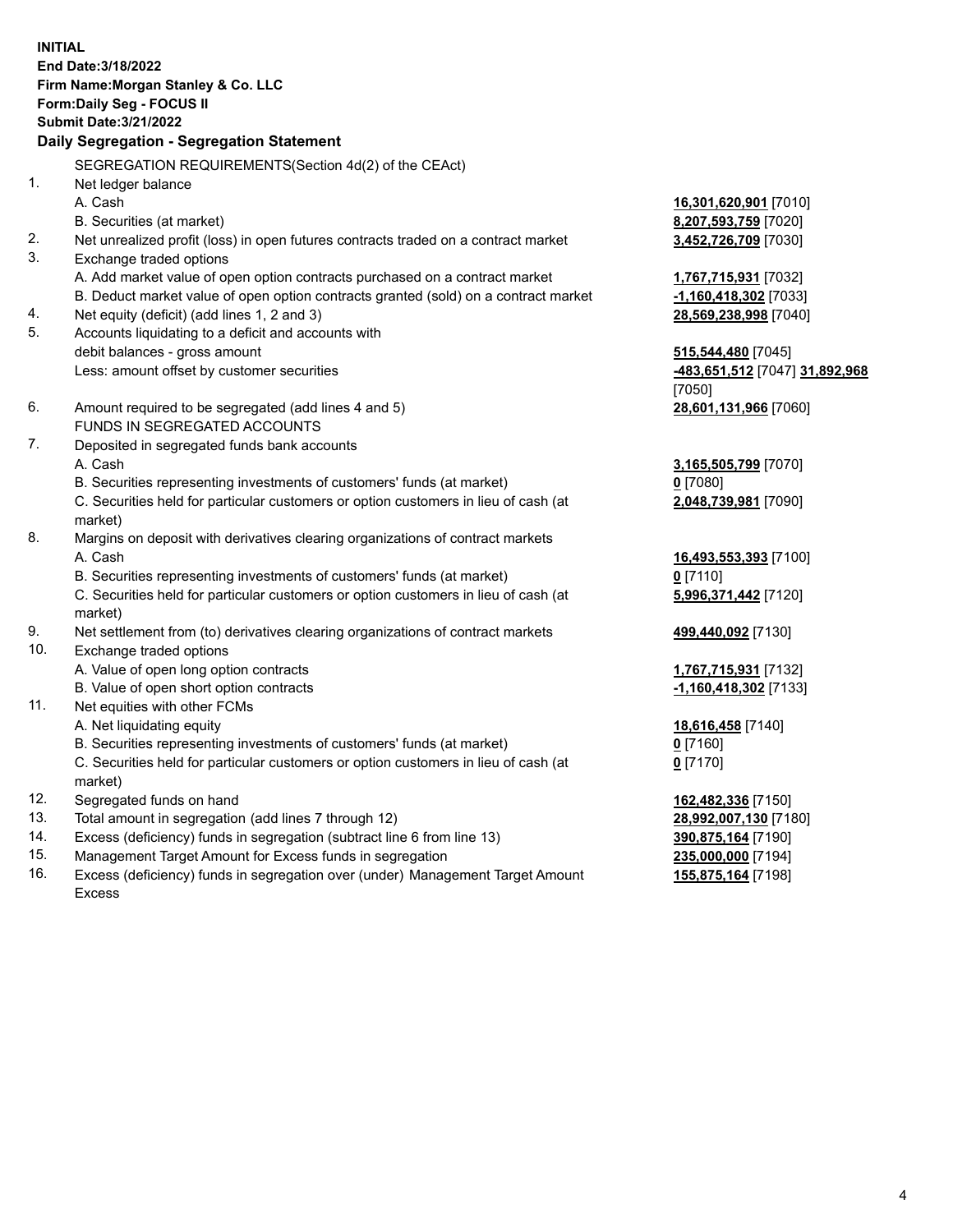**INITIAL**
**End Date:3/18/2022**
**Firm Name:Morgan Stanley & Co. LLC**
**Form:Daily Seg - FOCUS II**
**Submit Date:3/21/2022**

### Daily Segregation - Segregation Statement

SEGREGATION REQUIREMENTS(Section 4d(2) of the CEAct)

| | | |
|---|---|---|
| 1. | Net ledger balance | |
| | A. Cash | **16,301,620,901** [7010] |
| | B. Securities (at market) | **8,207,593,759** [7020] |
| 2. | Net unrealized profit (loss) in open futures contracts traded on a contract market | **3,452,726,709** [7030] |
| 3. | Exchange traded options | |
| | A. Add market value of open option contracts purchased on a contract market | **1,767,715,931** [7032] |
| | B. Deduct market value of open option contracts granted (sold) on a contract market | **-1,160,418,302** [7033] |
| 4. | Net equity (deficit) (add lines 1, 2 and 3) | **28,569,238,998** [7040] |
| 5. | Accounts liquidating to a deficit and accounts with | |
| | debit balances - gross amount | **515,544,480** [7045] |
| | Less: amount offset by customer securities | **-483,651,512** [7047] **31,892,968** [7050] |
| 6. | Amount required to be segregated (add lines 4 and 5) | **28,601,131,966** [7060] |
| | FUNDS IN SEGREGATED ACCOUNTS | |
| 7. | Deposited in segregated funds bank accounts | |
| | A. Cash | **3,165,505,799** [7070] |
| | B. Securities representing investments of customers' funds (at market) | **0** [7080] |
| | C. Securities held for particular customers or option customers in lieu of cash (at market) | **2,048,739,981** [7090] |
| 8. | Margins on deposit with derivatives clearing organizations of contract markets | |
| | A. Cash | **16,493,553,393** [7100] |
| | B. Securities representing investments of customers' funds (at market) | **0** [7110] |
| | C. Securities held for particular customers or option customers in lieu of cash (at market) | **5,996,371,442** [7120] |
| 9. | Net settlement from (to) derivatives clearing organizations of contract markets | **499,440,092** [7130] |
| 10. | Exchange traded options | |
| | A. Value of open long option contracts | **1,767,715,931** [7132] |
| | B. Value of open short option contracts | **-1,160,418,302** [7133] |
| 11. | Net equities with other FCMs | |
| | A. Net liquidating equity | **18,616,458** [7140] |
| | B. Securities representing investments of customers' funds (at market) | **0** [7160] |
| | C. Securities held for particular customers or option customers in lieu of cash (at market) | **0** [7170] |
| 12. | Segregated funds on hand | **162,482,336** [7150] |
| 13. | Total amount in segregation (add lines 7 through 12) | **28,992,007,130** [7180] |
| 14. | Excess (deficiency) funds in segregation (subtract line 6 from line 13) | **390,875,164** [7190] |
| 15. | Management Target Amount for Excess funds in segregation | **235,000,000** [7194] |
| 16. | Excess (deficiency) funds in segregation over (under) Management Target Amount Excess | **155,875,164** [7198] |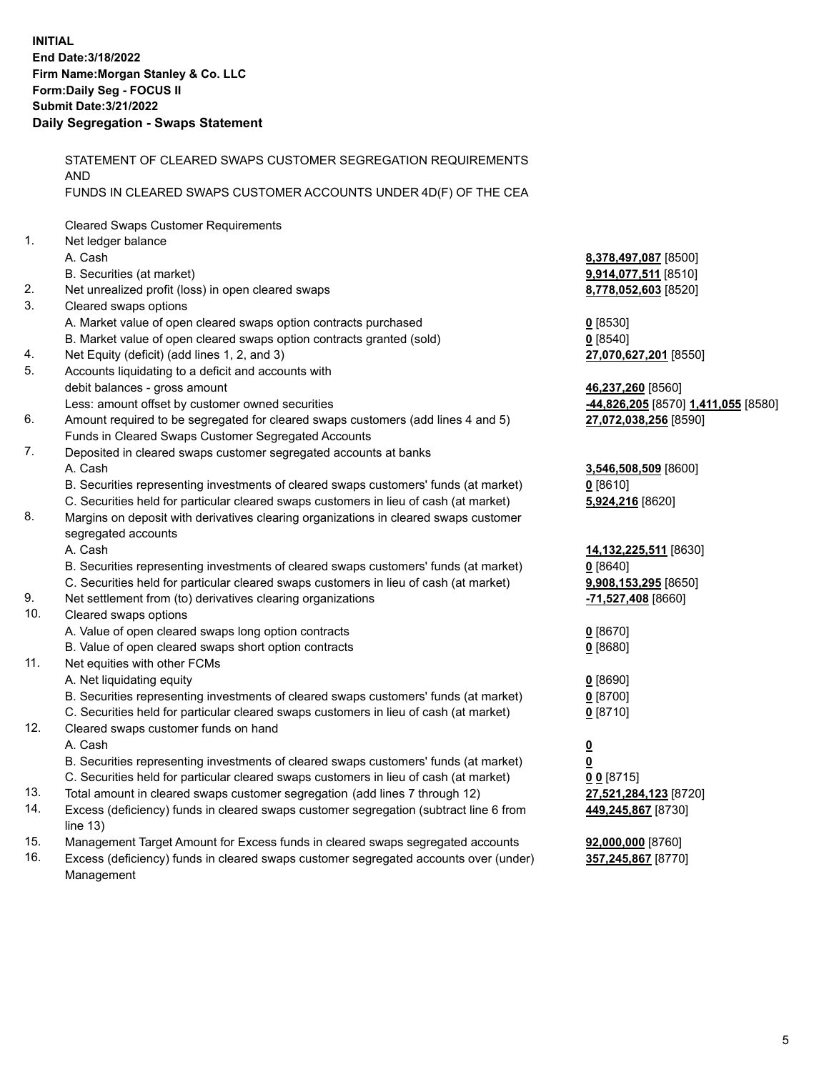**INITIAL**
**End Date:3/18/2022**
**Firm Name:Morgan Stanley & Co. LLC**
**Form:Daily Seg - FOCUS II**
**Submit Date:3/21/2022**
**Daily Segregation - Swaps Statement**

STATEMENT OF CLEARED SWAPS CUSTOMER SEGREGATION REQUIREMENTS AND
FUNDS IN CLEARED SWAPS CUSTOMER ACCOUNTS UNDER 4D(F) OF THE CEA

| | | |
|---|---|---|
| | Cleared Swaps Customer Requirements | |
| 1. | Net ledger balance | |
| | A. Cash | **8,378,497,087** [8500] |
| | B. Securities (at market) | **9,914,077,511** [8510] |
| 2. | Net unrealized profit (loss) in open cleared swaps | **8,778,052,603** [8520] |
| 3. | Cleared swaps options | |
| | A. Market value of open cleared swaps option contracts purchased | **0** [8530] |
| | B. Market value of open cleared swaps option contracts granted (sold) | **0** [8540] |
| 4. | Net Equity (deficit) (add lines 1, 2, and 3) | **27,070,627,201** [8550] |
| 5. | Accounts liquidating to a deficit and accounts with debit balances - gross amount | **46,237,260** [8560] |
| | Less: amount offset by customer owned securities | **-44,826,205** [8570] **1,411,055** [8580] |
| 6. | Amount required to be segregated for cleared swaps customers (add lines 4 and 5) | **27,072,038,256** [8590] |
| | Funds in Cleared Swaps Customer Segregated Accounts | |
| 7. | Deposited in cleared swaps customer segregated accounts at banks | |
| | A. Cash | **3,546,508,509** [8600] |
| | B. Securities representing investments of cleared swaps customers' funds (at market) | **0** [8610] |
| | C. Securities held for particular cleared swaps customers in lieu of cash (at market) | **5,924,216** [8620] |
| 8. | Margins on deposit with derivatives clearing organizations in cleared swaps customer segregated accounts | |
| | A. Cash | **14,132,225,511** [8630] |
| | B. Securities representing investments of cleared swaps customers' funds (at market) | **0** [8640] |
| | C. Securities held for particular cleared swaps customers in lieu of cash (at market) | **9,908,153,295** [8650] |
| 9. | Net settlement from (to) derivatives clearing organizations | **-71,527,408** [8660] |
| 10. | Cleared swaps options | |
| | A. Value of open cleared swaps long option contracts | **0** [8670] |
| | B. Value of open cleared swaps short option contracts | **0** [8680] |
| 11. | Net equities with other FCMs | |
| | A. Net liquidating equity | **0** [8690] |
| | B. Securities representing investments of cleared swaps customers' funds (at market) | **0** [8700] |
| | C. Securities held for particular cleared swaps customers in lieu of cash (at market) | **0** [8710] |
| 12. | Cleared swaps customer funds on hand | |
| | A. Cash | **0** |
| | B. Securities representing investments of cleared swaps customers' funds (at market) | **0** |
| | C. Securities held for particular cleared swaps customers in lieu of cash (at market) | **0** **0** [8715] |
| 13. | Total amount in cleared swaps customer segregation (add lines 7 through 12) | **27,521,284,123** [8720] |
| 14. | Excess (deficiency) funds in cleared swaps customer segregation (subtract line 6 from line 13) | **449,245,867** [8730] |
| 15. | Management Target Amount for Excess funds in cleared swaps segregated accounts | **92,000,000** [8760] |
| 16. | Excess (deficiency) funds in cleared swaps customer segregated accounts over (under) Management | **357,245,867** [8770] |